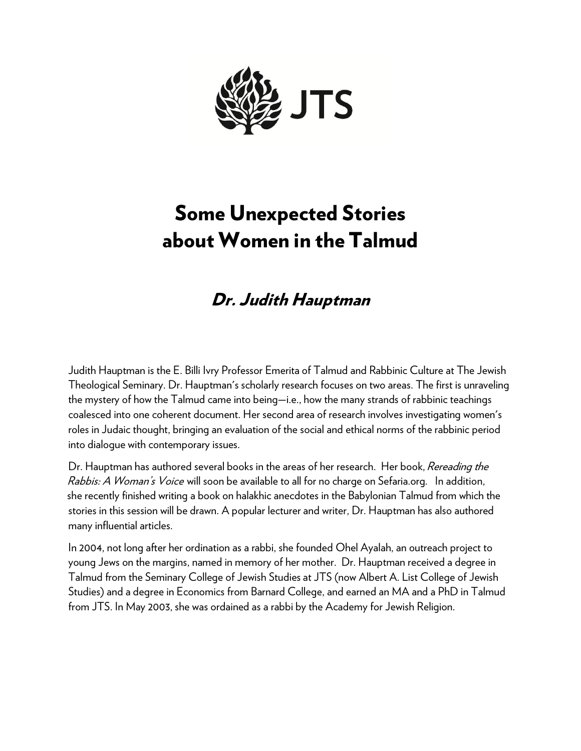JTS

# Some Unexpected Stories about Women in the Talmud

## *Dr. Judith Hauptman*

Judith Hauptman is the E. Billi Ivry Professor Emerita of Talmud and Rabbinic Culture at The Jewish Theological Seminary. Dr. Hauptman's scholarly research focuses on two areas. The first is unraveling the mystery of how the Talmud came into being—i.e., how the many strands of rabbinic teachings coalesced into one coherent document. Her second area of research involves investigating women's roles in Judaic thought, bringing an evaluation of the social and ethical norms of the rabbinic period into dialogue with contemporary issues.

Dr. Hauptman has authored several books in the areas of her research. Her book, *Rereading the Rabbis: A Woman's Voice* will soon be available to all for no charge on Sefaria.org. In addition, she recently finished writing a book on halakhic anecdotes in the Babylonian Talmud from which the stories in this session will be drawn. A popular lecturer and writer, Dr. Hauptman has also authored many influential articles.

In 2004, not long after her ordination as a rabbi, she founded Ohel Ayalah, an outreach project to young Jews on the margins, named in memory of her mother. Dr. Hauptman received a degree in Talmud from the Seminary College of Jewish Studies at JTS (now Albert A. List College of Jewish Studies) and a degree in Economics from Barnard College, and earned an MA and a PhD in Talmud from JTS. In May 2003, she was ordained as a rabbi by the Academy for Jewish Religion.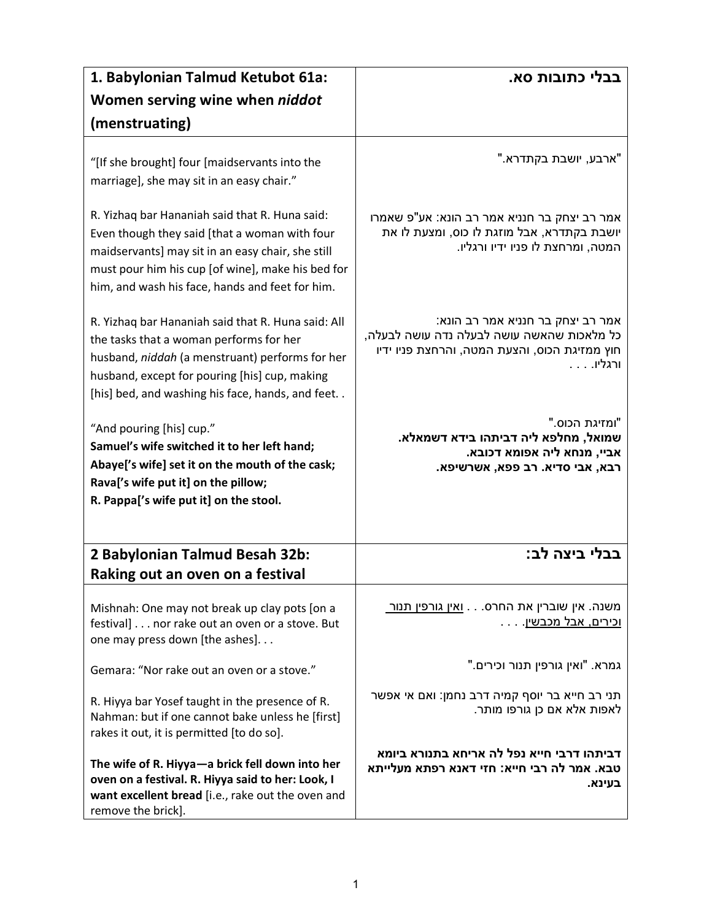| 1. Babylonian Talmud Ketubot 61a: Women serving wine when *niddot* (menstruating) | בבלי כתובות סא. |
|---|---|
| "[If she brought] four [maidservants into the marriage], she may sit in an easy chair." | "ארבע, יושבת בקתדרא." |
| R. Yizhaq bar Hananiah said that R. Huna said: Even though they said [that a woman with four maidservants] may sit in an easy chair, she still must pour him his cup [of wine], make his bed for him, and wash his face, hands and feet for him. | אמר רב יצחק בר חנניא אמר רב הונא: אע"פ שאמרו יושבת בקתדרא, אבל מוזגת לו כוס, ומצעת לו את המטה, ומרחצת לו פניו ידיו ורגליו. |
| R. Yizhaq bar Hananiah said that R. Huna said: All the tasks that a woman performs for her husband, *niddah* (a menstruant) performs for her husband, except for pouring [his] cup, making [his] bed, and washing his face, hands, and feet. . | אמר רב יצחק בר חנניא אמר רב הונא: כל מלאכות שהאשה עושה לבעלה נדה עושה לבעלה, חוץ ממזיגת הכוס, והצעת המטה, והרחצת פניו ידיו ורגליו. . . . |
| "And pouring [his] cup." **Samuel's wife switched it to her left hand; Abaye['s wife] set it on the mouth of the cask; Rava['s wife put it] on the pillow; R. Pappa['s wife put it] on the stool.** | "ומזיגת הכוס." **שמואל, מחלפא ליה דביתהו בידא דשמאלא. אביי, מנחא ליה אפומא דכובא. רבא, אבי סדיא. רב פפא, אשרשיפא.** |
| **2 Babylonian Talmud Besah 32b: Raking out an oven on a festival** | **בבלי ביצה לב:** |
| Mishnah: One may not break up clay pots [on a festival] . . . nor rake out an oven or a stove. But one may press down [the ashes]. . . | משנה. אין שוברין את החרס. . . <u>ואין גורפין תנור וכירים, אבל מכבשין</u>. . . . |
| Gemara: "Nor rake out an oven or a stove." | גמרא. "ואין גורפין תנור וכירים." |
| R. Hiyya bar Yosef taught in the presence of R. Nahman: but if one cannot bake unless he [first] rakes it out, it is permitted [to do so]. | תני רב חייא בר יוסף קמיה דרב נחמן: ואם אי אפשר לאפות אלא אם כן גורפו מותר. |
| **The wife of R. Hiyya—a brick fell down into her oven on a festival. R. Hiyya said to her: Look, I want excellent bread** [i.e., rake out the oven and remove the brick]. | **דביתהו דרבי חייא נפל לה אריחא בתנורא ביומא טבא. אמר לה רבי חייא: חזי דאנא רפתא מעלייתא בעינא.** |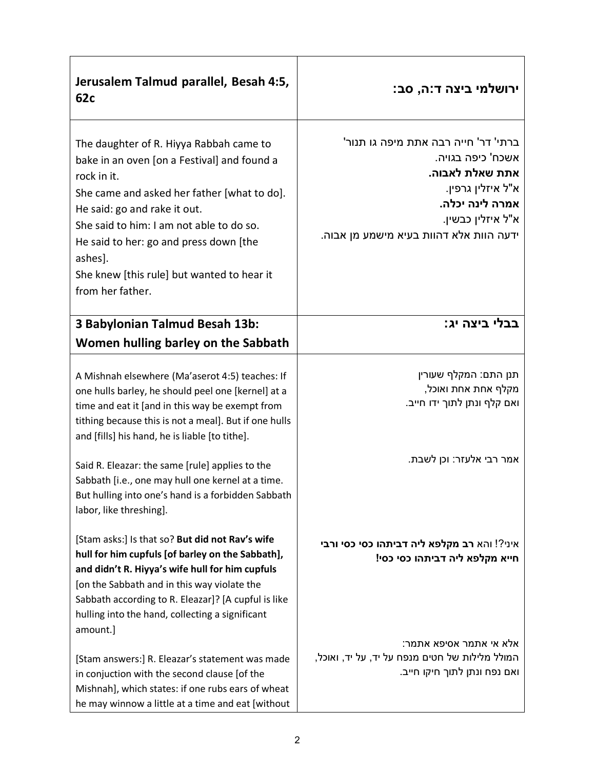| **Jerusalem Talmud parallel, Besah 4:5, 62c** | **ירושלמי ביצה ד:ה, סב:** |
|---|---|
| The daughter of R. Hiyya Rabbah came to bake in an oven [on a Festival] and found a rock in it.<br>She came and asked her father [what to do].<br>He said: go and rake it out.<br>She said to him: I am not able to do so.<br>He said to her: go and press down [the ashes].<br>She knew [this rule] but wanted to hear it from her father. | ברתי' דר' חייה רבה אתת מיפה גו תנור'<br>אשכח' כיפה בגויה.<br>**אתת שאלת לאבוה.**<br>א"ל איזלין גרפין.<br>**אמרה לינה יכלה.**<br>א"ל איזלין כבשין.<br>ידעה הוות אלא דהוות בעיא מישמע מן אבוה. |
| **3 Babylonian Talmud Besah 13b: Women hulling barley on the Sabbath** | **בבלי ביצה יג:** |
| A Mishnah elsewhere (Ma'aserot 4:5) teaches: If one hulls barley, he should peel one [kernel] at a time and eat it [and in this way be exempt from tithing because this is not a meal]. But if one hulls and [fills] his hand, he is liable [to tithe]. | תנן התם: המקלף שעורין<br>מקלף אחת אחת ואוכל,<br>ואם קלף ונתן לתוך ידו חייב. |
| Said R. Eleazar: the same [rule] applies to the Sabbath [i.e., one may hull one kernel at a time. But hulling into one's hand is a forbidden Sabbath labor, like threshing]. | אמר רבי אלעזר: וכן לשבת. |
| [Stam asks:] Is that so? **But did not Rav's wife hull for him cupfuls [of barley on the Sabbath], and didn't R. Hiyya's wife hull for him cupfuls** [on the Sabbath and in this way violate the Sabbath according to R. Eleazar]? [A cupful is like hulling into the hand, collecting a significant amount.] | איני?! והא **רב מקלפא ליה דביתהו כסי כסי ורבי חייא מקלפא ליה דביתהו כסי כסי!** |
| [Stam answers:] R. Eleazar's statement was made in conjuction with the second clause [of the Mishnah], which states: if one rubs ears of wheat he may winnow a little at a time and eat [without | אלא אי אתמר אסיפא אתמר:<br>המולל מלילות של חטים מנפח על יד, על יד, ואוכל,<br>ואם נפח ונתן לתוך חיקו חייב. |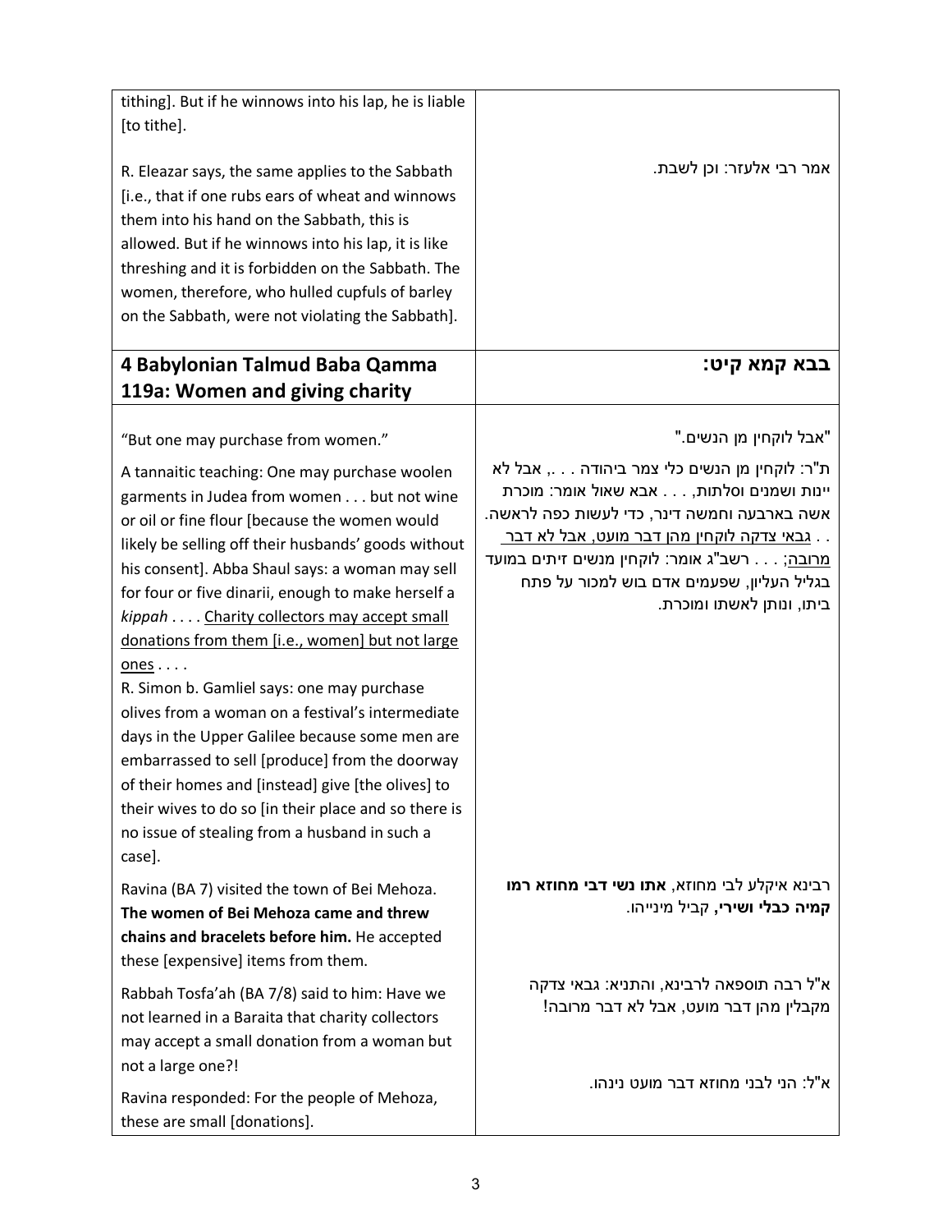| | |
|---|---|
| tithing]. But if he winnows into his lap, he is liable [to tithe].<br><br>R. Eleazar says, the same applies to the Sabbath [i.e., that if one rubs ears of wheat and winnows them into his hand on the Sabbath, this is allowed. But if he winnows into his lap, it is like threshing and it is forbidden on the Sabbath. The women, therefore, who hulled cupfuls of barley on the Sabbath, were not violating the Sabbath]. | אמר רבי אלעזר: וכן לשבת. |
| **4 Babylonian Talmud Baba Qamma 119a: Women and giving charity** | **בבא קמא קיט:** |
| "But one may purchase from women."<br><br>A tannaitic teaching: One may purchase woolen garments in Judea from women . . . but not wine or oil or fine flour [because the women would likely be selling off their husbands' goods without his consent]. Abba Shaul says: a woman may sell for four or five dinarii, enough to make herself a *kippah* . . . . <u>Charity collectors may accept small donations from them [i.e., women] but not large ones</u> . . . .<br>R. Simon b. Gamliel says: one may purchase olives from a woman on a festival's intermediate days in the Upper Galilee because some men are embarrassed to sell [produce] from the doorway of their homes and [instead] give [the olives] to their wives to do so [in their place and so there is no issue of stealing from a husband in such a case]. | "אבל לוקחין מן הנשים."<br><br>ת"ר: לוקחין מן הנשים כלי צמר ביהודה . . ., אבל לא יינות ושמנים וסלתות, . . . אבא שאול אומר: מוכרת אשה בארבעה וחמשה דינר, כדי לעשות כפה לראשה. . . <u>גבאי צדקה לוקחין מהן דבר מועט, אבל לא דבר מרובה</u>; . . . רשב"ג אומר: לוקחין מנשים זיתים במועד בגליל העליון, שפעמים אדם בוש למכור על פתח ביתו, ונותן לאשתו ומוכרת. |
| Ravina (BA 7) visited the town of Bei Mehoza. **The women of Bei Mehoza came and threw chains and bracelets before him.** He accepted these [expensive] items from them. | רבינא איקלע לבי מחוזא, **אתו נשי דבי מחוזא רמו קמיה כבלי ושירי,** קביל מינייהו. |
| Rabbah Tosfa'ah (BA 7/8) said to him: Have we not learned in a Baraita that charity collectors may accept a small donation from a woman but not a large one?! | א"ל רבה תוספאה לרבינא, והתניא: גבאי צדקה מקבלין מהן דבר מועט, אבל לא דבר מרובה! |
| Ravina responded: For the people of Mehoza, these are small [donations]. | א"ל: הני לבני מחוזא דבר מועט נינהו. |